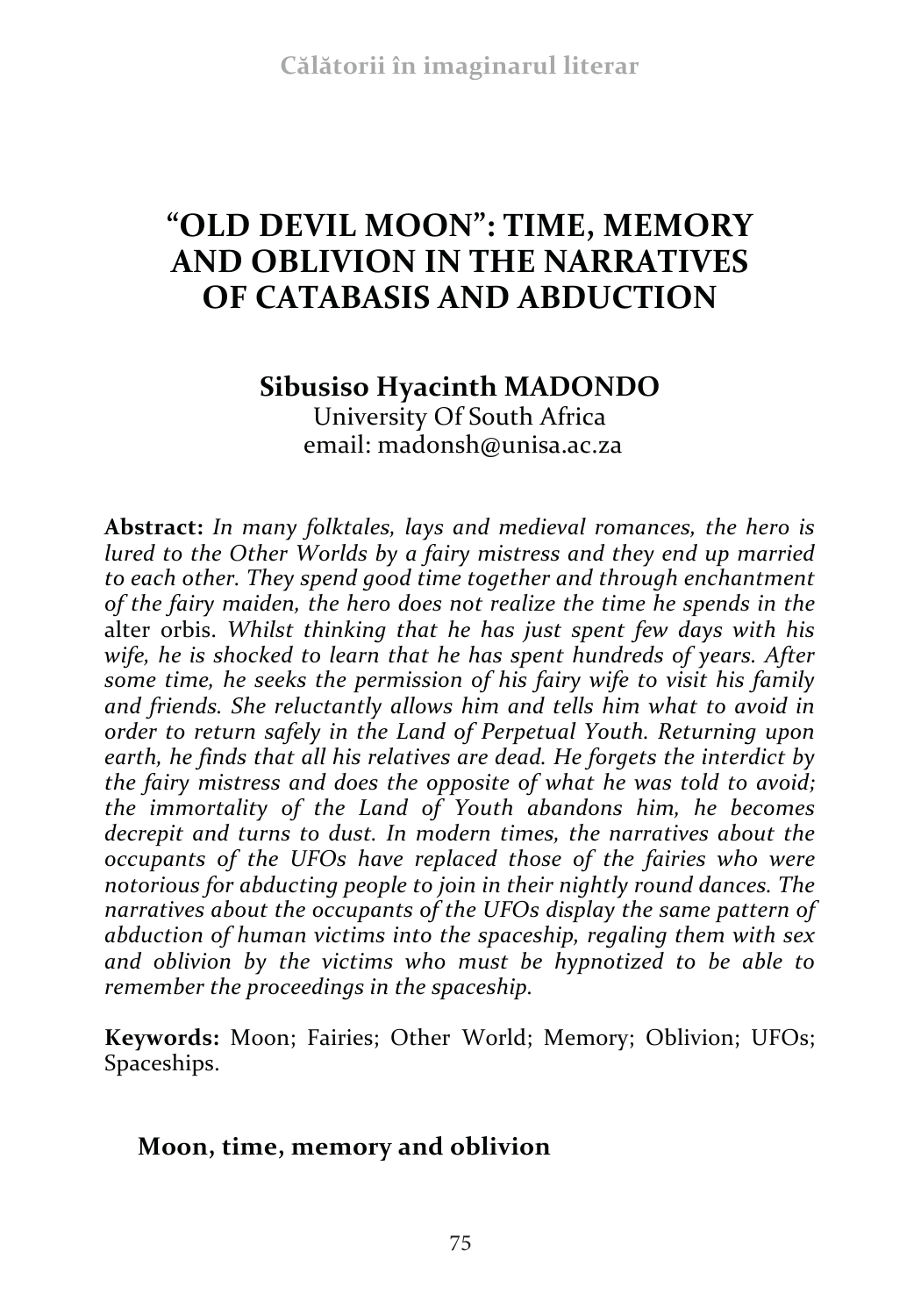# "OLD DEVIL MOON": TIME, MEMORY AND OBLIVION IN THE NARRATIVES OF CATABASIS AND ABDUCTION

**Sibusiso Hyacinth MADONDO**
University Of South Africa
email: madonsh@unisa.ac.za

**Abstract:** *In many folktales, lays and medieval romances, the hero is lured to the Other Worlds by a fairy mistress and they end up married to each other. They spend good time together and through enchantment of the fairy maiden, the hero does not realize the time he spends in the* alter orbis. *Whilst thinking that he has just spent few days with his wife, he is shocked to learn that he has spent hundreds of years. After some time, he seeks the permission of his fairy wife to visit his family and friends. She reluctantly allows him and tells him what to avoid in order to return safely in the Land of Perpetual Youth. Returning upon earth, he finds that all his relatives are dead. He forgets the interdict by the fairy mistress and does the opposite of what he was told to avoid; the immortality of the Land of Youth abandons him, he becomes decrepit and turns to dust. In modern times, the narratives about the occupants of the UFOs have replaced those of the fairies who were notorious for abducting people to join in their nightly round dances. The narratives about the occupants of the UFOs display the same pattern of abduction of human victims into the spaceship, regaling them with sex and oblivion by the victims who must be hypnotized to be able to remember the proceedings in the spaceship.*

**Keywords:** Moon; Fairies; Other World; Memory; Oblivion; UFOs; Spaceships.

## Moon, time, memory and oblivion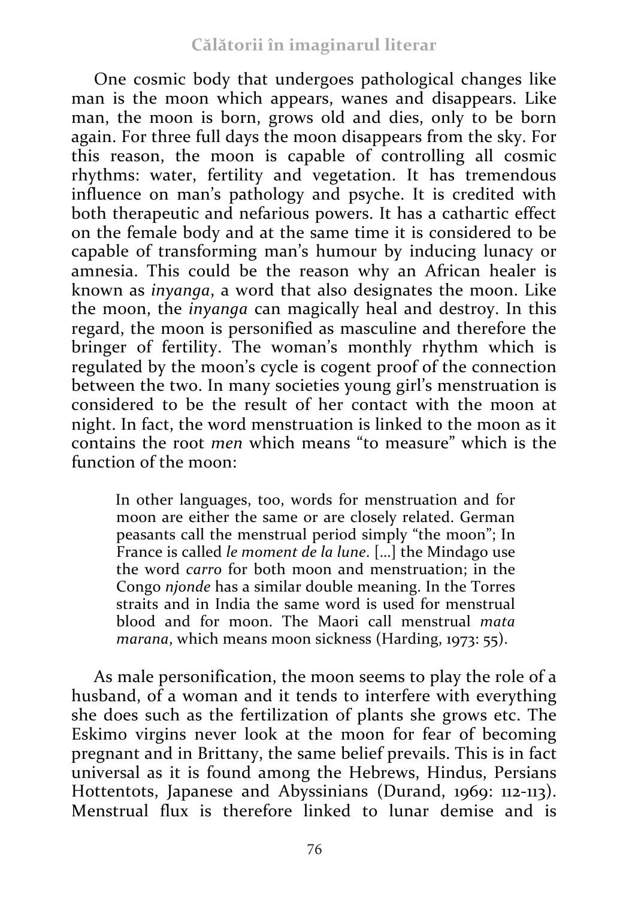One cosmic body that undergoes pathological changes like man is the moon which appears, wanes and disappears. Like man, the moon is born, grows old and dies, only to be born again. For three full days the moon disappears from the sky. For this reason, the moon is capable of controlling all cosmic rhythms: water, fertility and vegetation. It has tremendous influence on man's pathology and psyche. It is credited with both therapeutic and nefarious powers. It has a cathartic effect on the female body and at the same time it is considered to be capable of transforming man's humour by inducing lunacy or amnesia. This could be the reason why an African healer is known as *inyanga*, a word that also designates the moon. Like the moon, the *inyanga* can magically heal and destroy. In this regard, the moon is personified as masculine and therefore the bringer of fertility. The woman's monthly rhythm which is regulated by the moon's cycle is cogent proof of the connection between the two. In many societies young girl's menstruation is considered to be the result of her contact with the moon at night. In fact, the word menstruation is linked to the moon as it contains the root *men* which means "to measure" which is the function of the moon:

> In other languages, too, words for menstruation and for moon are either the same or are closely related. German peasants call the menstrual period simply "the moon"; In France is called *le moment de la lune*. [...] the Mindago use the word *carro* for both moon and menstruation; in the Congo *njonde* has a similar double meaning. In the Torres straits and in India the same word is used for menstrual blood and for moon. The Maori call menstrual *mata marana*, which means moon sickness (Harding, 1973: 55).

As male personification, the moon seems to play the role of a husband, of a woman and it tends to interfere with everything she does such as the fertilization of plants she grows etc. The Eskimo virgins never look at the moon for fear of becoming pregnant and in Brittany, the same belief prevails. This is in fact universal as it is found among the Hebrews, Hindus, Persians Hottentots, Japanese and Abyssinians (Durand, 1969: 112-113). Menstrual flux is therefore linked to lunar demise and is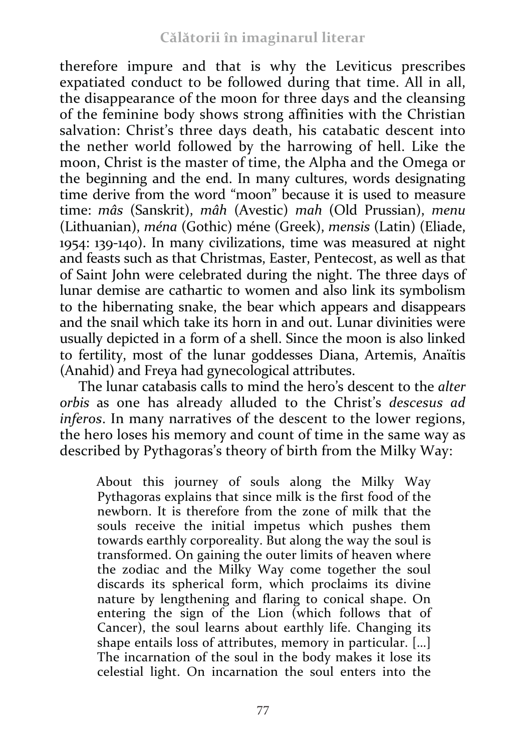therefore impure and that is why the Leviticus prescribes expatiated conduct to be followed during that time. All in all, the disappearance of the moon for three days and the cleansing of the feminine body shows strong affinities with the Christian salvation: Christ's three days death, his catabatic descent into the nether world followed by the harrowing of hell. Like the moon, Christ is the master of time, the Alpha and the Omega or the beginning and the end. In many cultures, words designating time derive from the word "moon" because it is used to measure time: *mâs* (Sanskrit), *mâh* (Avestic) *mah* (Old Prussian), *menu* (Lithuanian), *ména* (Gothic) méne (Greek), *mensis* (Latin) (Eliade, 1954: 139-140). In many civilizations, time was measured at night and feasts such as that Christmas, Easter, Pentecost, as well as that of Saint John were celebrated during the night. The three days of lunar demise are cathartic to women and also link its symbolism to the hibernating snake, the bear which appears and disappears and the snail which take its horn in and out. Lunar divinities were usually depicted in a form of a shell. Since the moon is also linked to fertility, most of the lunar goddesses Diana, Artemis, Anaïtis (Anahid) and Freya had gynecological attributes.

The lunar catabasis calls to mind the hero's descent to the *alter orbis* as one has already alluded to the Christ's *descesus ad inferos*. In many narratives of the descent to the lower regions, the hero loses his memory and count of time in the same way as described by Pythagoras's theory of birth from the Milky Way:

> About this journey of souls along the Milky Way Pythagoras explains that since milk is the first food of the newborn. It is therefore from the zone of milk that the souls receive the initial impetus which pushes them towards earthly corporeality. But along the way the soul is transformed. On gaining the outer limits of heaven where the zodiac and the Milky Way come together the soul discards its spherical form, which proclaims its divine nature by lengthening and flaring to conical shape. On entering the sign of the Lion (which follows that of Cancer), the soul learns about earthly life. Changing its shape entails loss of attributes, memory in particular. [...] The incarnation of the soul in the body makes it lose its celestial light. On incarnation the soul enters into the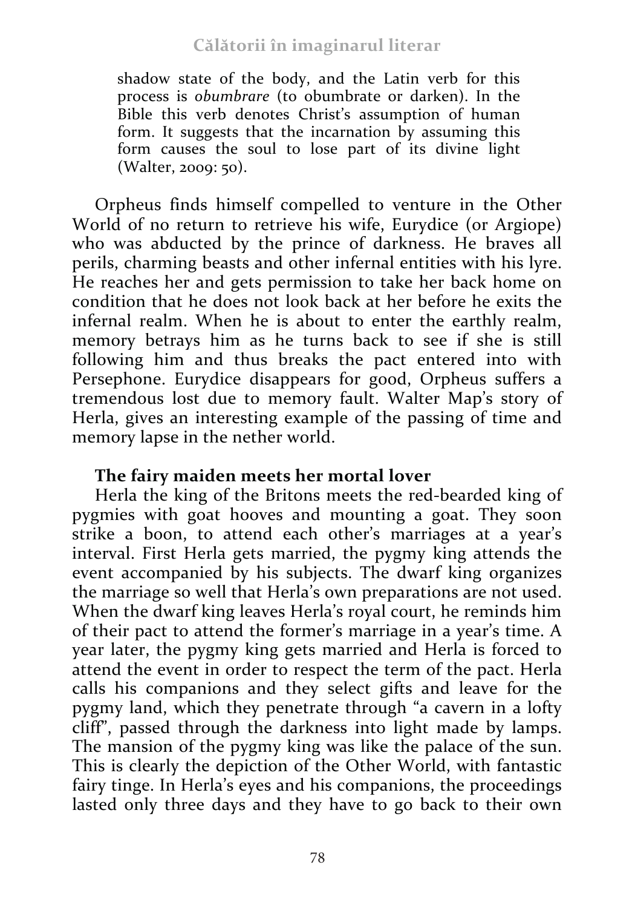shadow state of the body, and the Latin verb for this process is *obumbrare* (to obumbrate or darken). In the Bible this verb denotes Christ's assumption of human form. It suggests that the incarnation by assuming this form causes the soul to lose part of its divine light (Walter, 2009: 50).

Orpheus finds himself compelled to venture in the Other World of no return to retrieve his wife, Eurydice (or Argiope) who was abducted by the prince of darkness. He braves all perils, charming beasts and other infernal entities with his lyre. He reaches her and gets permission to take her back home on condition that he does not look back at her before he exits the infernal realm. When he is about to enter the earthly realm, memory betrays him as he turns back to see if she is still following him and thus breaks the pact entered into with Persephone. Eurydice disappears for good, Orpheus suffers a tremendous lost due to memory fault. Walter Map's story of Herla, gives an interesting example of the passing of time and memory lapse in the nether world.

**The fairy maiden meets her mortal lover**

Herla the king of the Britons meets the red-bearded king of pygmies with goat hooves and mounting a goat. They soon strike a boon, to attend each other's marriages at a year's interval. First Herla gets married, the pygmy king attends the event accompanied by his subjects. The dwarf king organizes the marriage so well that Herla's own preparations are not used. When the dwarf king leaves Herla's royal court, he reminds him of their pact to attend the former's marriage in a year's time. A year later, the pygmy king gets married and Herla is forced to attend the event in order to respect the term of the pact. Herla calls his companions and they select gifts and leave for the pygmy land, which they penetrate through "a cavern in a lofty cliff", passed through the darkness into light made by lamps. The mansion of the pygmy king was like the palace of the sun. This is clearly the depiction of the Other World, with fantastic fairy tinge. In Herla's eyes and his companions, the proceedings lasted only three days and they have to go back to their own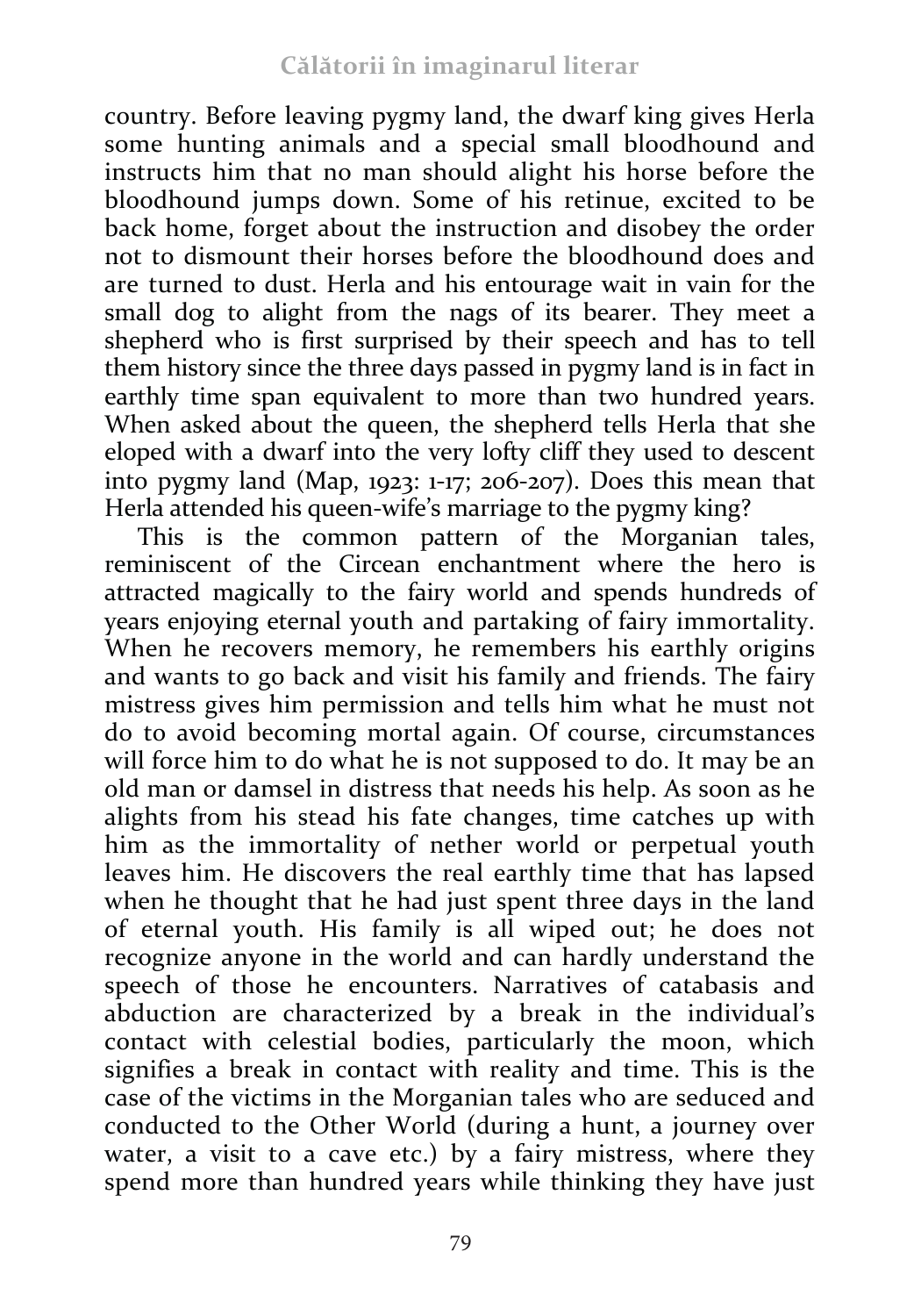country. Before leaving pygmy land, the dwarf king gives Herla some hunting animals and a special small bloodhound and instructs him that no man should alight his horse before the bloodhound jumps down. Some of his retinue, excited to be back home, forget about the instruction and disobey the order not to dismount their horses before the bloodhound does and are turned to dust. Herla and his entourage wait in vain for the small dog to alight from the nags of its bearer. They meet a shepherd who is first surprised by their speech and has to tell them history since the three days passed in pygmy land is in fact in earthly time span equivalent to more than two hundred years. When asked about the queen, the shepherd tells Herla that she eloped with a dwarf into the very lofty cliff they used to descent into pygmy land (Map, 1923: 1-17; 206-207). Does this mean that Herla attended his queen-wife's marriage to the pygmy king?

This is the common pattern of the Morganian tales, reminiscent of the Circean enchantment where the hero is attracted magically to the fairy world and spends hundreds of years enjoying eternal youth and partaking of fairy immortality. When he recovers memory, he remembers his earthly origins and wants to go back and visit his family and friends. The fairy mistress gives him permission and tells him what he must not do to avoid becoming mortal again. Of course, circumstances will force him to do what he is not supposed to do. It may be an old man or damsel in distress that needs his help. As soon as he alights from his stead his fate changes, time catches up with him as the immortality of nether world or perpetual youth leaves him. He discovers the real earthly time that has lapsed when he thought that he had just spent three days in the land of eternal youth. His family is all wiped out; he does not recognize anyone in the world and can hardly understand the speech of those he encounters. Narratives of catabasis and abduction are characterized by a break in the individual's contact with celestial bodies, particularly the moon, which signifies a break in contact with reality and time. This is the case of the victims in the Morganian tales who are seduced and conducted to the Other World (during a hunt, a journey over water, a visit to a cave etc.) by a fairy mistress, where they spend more than hundred years while thinking they have just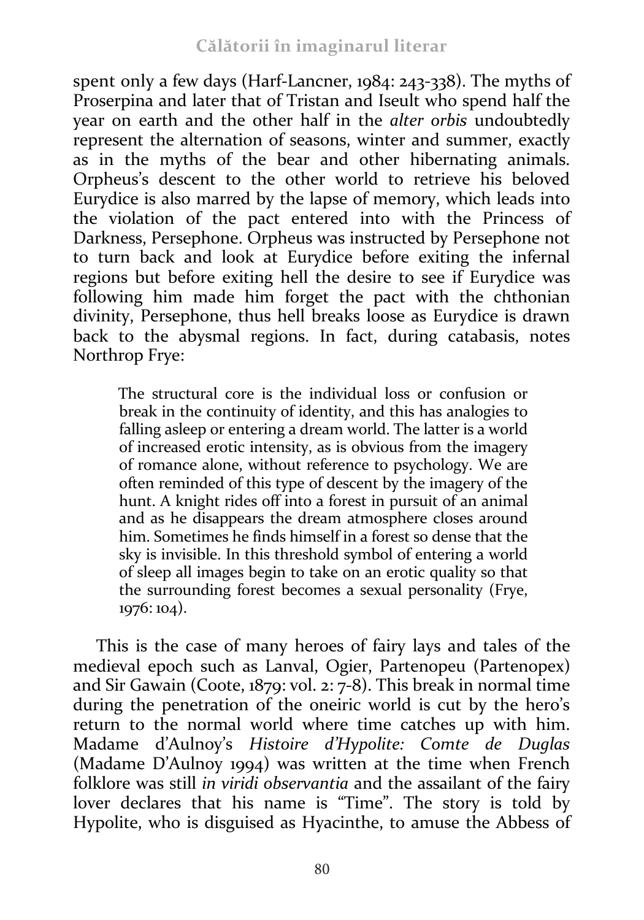spent only a few days (Harf-Lancner, 1984: 243-338). The myths of Proserpina and later that of Tristan and Iseult who spend half the year on earth and the other half in the *alter orbis* undoubtedly represent the alternation of seasons, winter and summer, exactly as in the myths of the bear and other hibernating animals. Orpheus's descent to the other world to retrieve his beloved Eurydice is also marred by the lapse of memory, which leads into the violation of the pact entered into with the Princess of Darkness, Persephone. Orpheus was instructed by Persephone not to turn back and look at Eurydice before exiting the infernal regions but before exiting hell the desire to see if Eurydice was following him made him forget the pact with the chthonian divinity, Persephone, thus hell breaks loose as Eurydice is drawn back to the abysmal regions. In fact, during catabasis, notes Northrop Frye:

> The structural core is the individual loss or confusion or break in the continuity of identity, and this has analogies to falling asleep or entering a dream world. The latter is a world of increased erotic intensity, as is obvious from the imagery of romance alone, without reference to psychology. We are often reminded of this type of descent by the imagery of the hunt. A knight rides off into a forest in pursuit of an animal and as he disappears the dream atmosphere closes around him. Sometimes he finds himself in a forest so dense that the sky is invisible. In this threshold symbol of entering a world of sleep all images begin to take on an erotic quality so that the surrounding forest becomes a sexual personality (Frye, 1976: 104).

This is the case of many heroes of fairy lays and tales of the medieval epoch such as Lanval, Ogier, Partenopeu (Partenopex) and Sir Gawain (Coote, 1879: vol. 2: 7-8). This break in normal time during the penetration of the oneiric world is cut by the hero's return to the normal world where time catches up with him. Madame d'Aulnoy's *Histoire d'Hypolite: Comte de Duglas* (Madame D'Aulnoy 1994) was written at the time when French folklore was still *in viridi observantia* and the assailant of the fairy lover declares that his name is "Time". The story is told by Hypolite, who is disguised as Hyacinthe, to amuse the Abbess of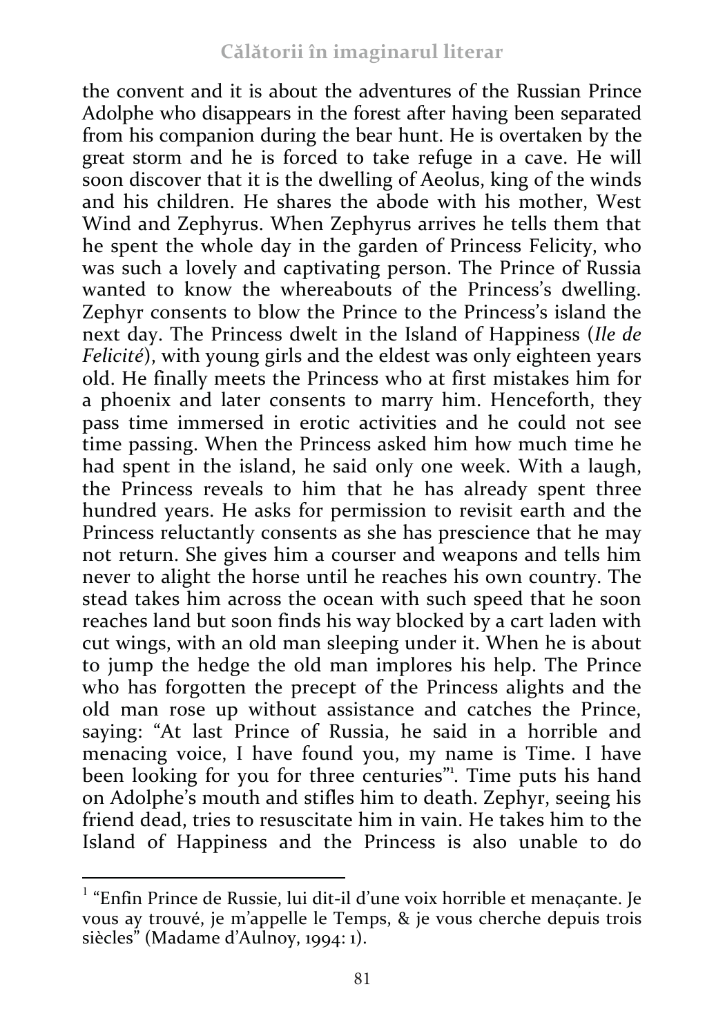the convent and it is about the adventures of the Russian Prince Adolphe who disappears in the forest after having been separated from his companion during the bear hunt. He is overtaken by the great storm and he is forced to take refuge in a cave. He will soon discover that it is the dwelling of Aeolus, king of the winds and his children. He shares the abode with his mother, West Wind and Zephyrus. When Zephyrus arrives he tells them that he spent the whole day in the garden of Princess Felicity, who was such a lovely and captivating person. The Prince of Russia wanted to know the whereabouts of the Princess's dwelling. Zephyr consents to blow the Prince to the Princess's island the next day. The Princess dwelt in the Island of Happiness (*Ile de Felicité*), with young girls and the eldest was only eighteen years old. He finally meets the Princess who at first mistakes him for a phoenix and later consents to marry him. Henceforth, they pass time immersed in erotic activities and he could not see time passing. When the Princess asked him how much time he had spent in the island, he said only one week. With a laugh, the Princess reveals to him that he has already spent three hundred years. He asks for permission to revisit earth and the Princess reluctantly consents as she has prescience that he may not return. She gives him a courser and weapons and tells him never to alight the horse until he reaches his own country. The stead takes him across the ocean with such speed that he soon reaches land but soon finds his way blocked by a cart laden with cut wings, with an old man sleeping under it. When he is about to jump the hedge the old man implores his help. The Prince who has forgotten the precept of the Princess alights and the old man rose up without assistance and catches the Prince, saying: "At last Prince of Russia, he said in a horrible and menacing voice, I have found you, my name is Time. I have been looking for you for three centuries"[1]. Time puts his hand on Adolphe's mouth and stifles him to death. Zephyr, seeing his friend dead, tries to resuscitate him in vain. He takes him to the Island of Happiness and the Princess is also unable to do

[1] "Enfin Prince de Russie, lui dit-il d'une voix horrible et menaçante. Je vous ay trouvé, je m'appelle le Temps, & je vous cherche depuis trois siècles" (Madame d'Aulnoy, 1994: 1).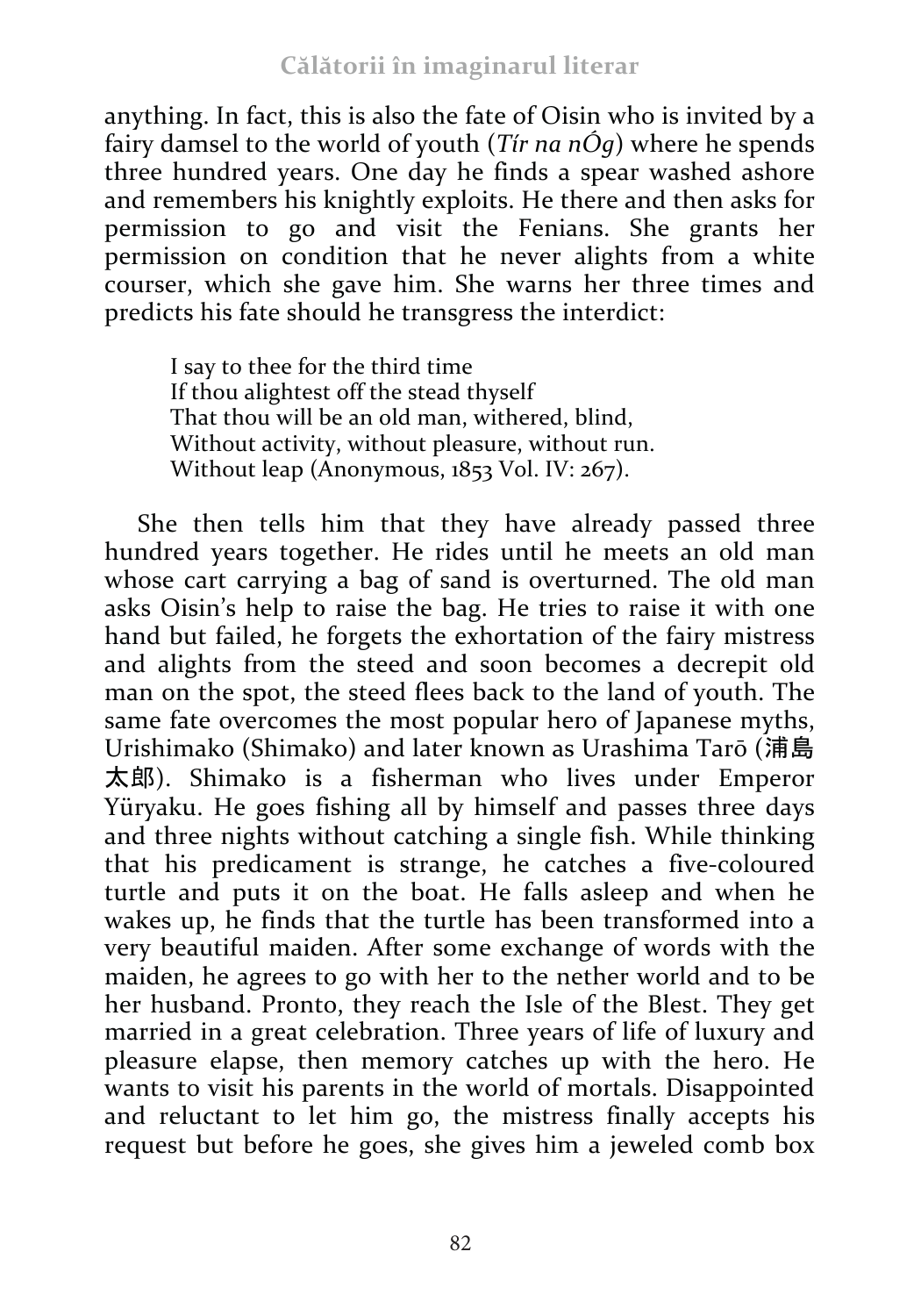anything. In fact, this is also the fate of Oisin who is invited by a fairy damsel to the world of youth (*Tír na nÓg*) where he spends three hundred years. One day he finds a spear washed ashore and remembers his knightly exploits. He there and then asks for permission to go and visit the Fenians. She grants her permission on condition that he never alights from a white courser, which she gave him. She warns her three times and predicts his fate should he transgress the interdict:

> I say to thee for the third time
> If thou alightest off the stead thyself
> That thou will be an old man, withered, blind,
> Without activity, without pleasure, without run.
> Without leap (Anonymous, 1853 Vol. IV: 267).

She then tells him that they have already passed three hundred years together. He rides until he meets an old man whose cart carrying a bag of sand is overturned. The old man asks Oisin's help to raise the bag. He tries to raise it with one hand but failed, he forgets the exhortation of the fairy mistress and alights from the steed and soon becomes a decrepit old man on the spot, the steed flees back to the land of youth. The same fate overcomes the most popular hero of Japanese myths, Urishimako (Shimako) and later known as Urashima Tarō (浦島太郎). Shimako is a fisherman who lives under Emperor Yüryaku. He goes fishing all by himself and passes three days and three nights without catching a single fish. While thinking that his predicament is strange, he catches a five-coloured turtle and puts it on the boat. He falls asleep and when he wakes up, he finds that the turtle has been transformed into a very beautiful maiden. After some exchange of words with the maiden, he agrees to go with her to the nether world and to be her husband. Pronto, they reach the Isle of the Blest. They get married in a great celebration. Three years of life of luxury and pleasure elapse, then memory catches up with the hero. He wants to visit his parents in the world of mortals. Disappointed and reluctant to let him go, the mistress finally accepts his request but before he goes, she gives him a jeweled comb box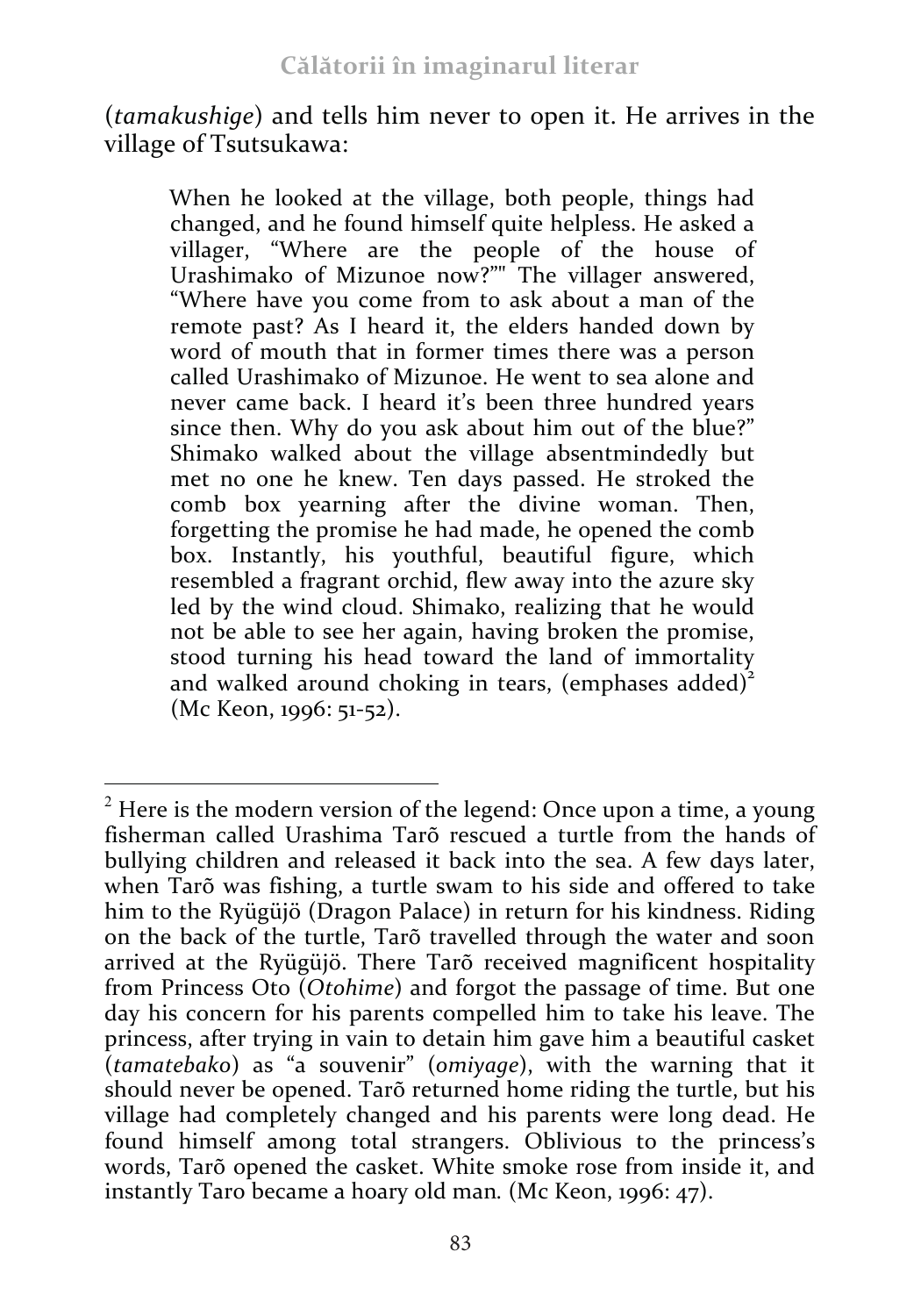(*tamakushige*) and tells him never to open it. He arrives in the village of Tsutsukawa:

> When he looked at the village, both people, things had changed, and he found himself quite helpless. He asked a villager, "Where are the people of the house of Urashimako of Mizunoe now?"" The villager answered, "Where have you come from to ask about a man of the remote past? As I heard it, the elders handed down by word of mouth that in former times there was a person called Urashimako of Mizunoe. He went to sea alone and never came back. I heard it's been three hundred years since then. Why do you ask about him out of the blue?" Shimako walked about the village absentmindedly but met no one he knew. Ten days passed. He stroked the comb box yearning after the divine woman. Then, forgetting the promise he had made, he opened the comb box. Instantly, his youthful, beautiful figure, which resembled a fragrant orchid, flew away into the azure sky led by the wind cloud. Shimako, realizing that he would not be able to see her again, having broken the promise, stood turning his head toward the land of immortality and walked around choking in tears, (emphases added)[2] (Mc Keon, 1996: 51-52).

---

[2] Here is the modern version of the legend: Once upon a time, a young fisherman called Urashima Tarõ rescued a turtle from the hands of bullying children and released it back into the sea. A few days later, when Tarõ was fishing, a turtle swam to his side and offered to take him to the Ryügüjö (Dragon Palace) in return for his kindness. Riding on the back of the turtle, Tarõ travelled through the water and soon arrived at the Ryügüjö. There Tarõ received magnificent hospitality from Princess Oto (*Otohime*) and forgot the passage of time. But one day his concern for his parents compelled him to take his leave. The princess, after trying in vain to detain him gave him a beautiful casket (*tamatebako*) as "a souvenir" (*omiyage*), with the warning that it should never be opened. Tarõ returned home riding the turtle, but his village had completely changed and his parents were long dead. He found himself among total strangers. Oblivious to the princess's words, Tarõ opened the casket. White smoke rose from inside it, and instantly Taro became a hoary old man. (Mc Keon, 1996: 47).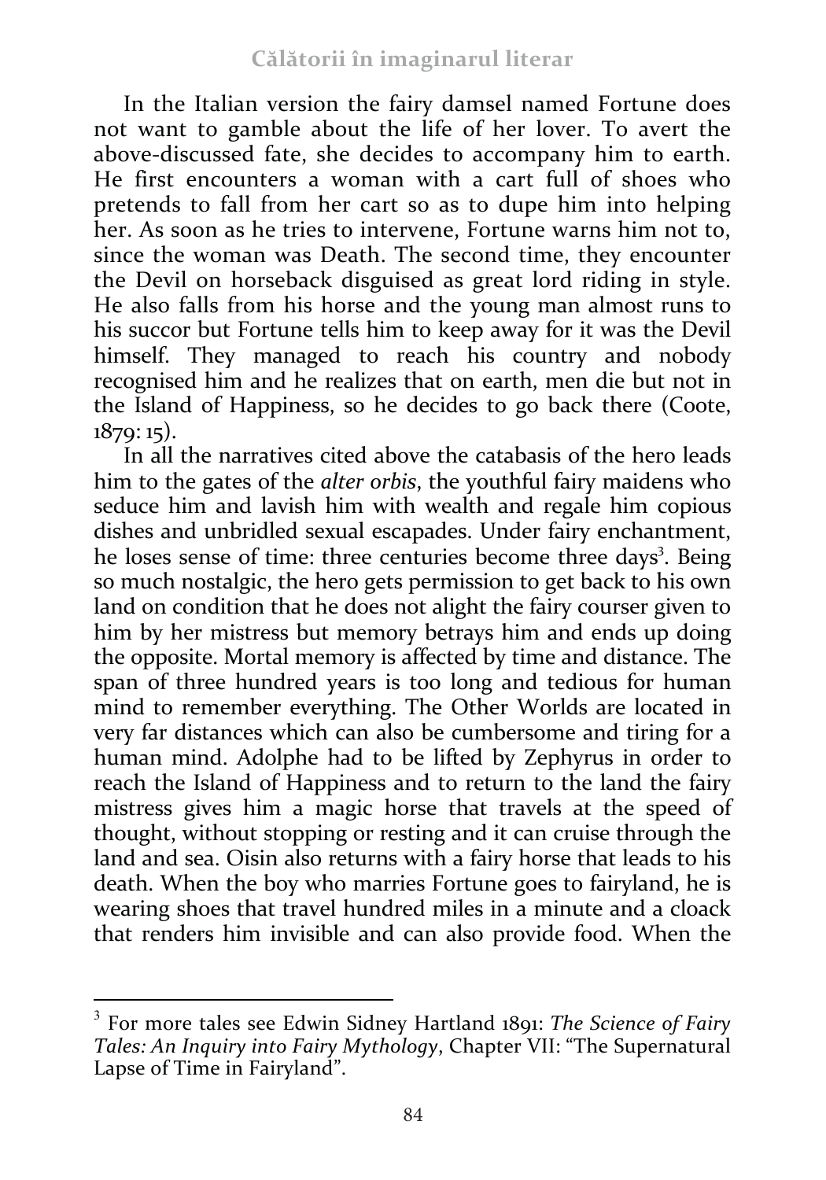In the Italian version the fairy damsel named Fortune does not want to gamble about the life of her lover. To avert the above-discussed fate, she decides to accompany him to earth. He first encounters a woman with a cart full of shoes who pretends to fall from her cart so as to dupe him into helping her. As soon as he tries to intervene, Fortune warns him not to, since the woman was Death. The second time, they encounter the Devil on horseback disguised as great lord riding in style. He also falls from his horse and the young man almost runs to his succor but Fortune tells him to keep away for it was the Devil himself. They managed to reach his country and nobody recognised him and he realizes that on earth, men die but not in the Island of Happiness, so he decides to go back there (Coote, 1879: 15).

In all the narratives cited above the catabasis of the hero leads him to the gates of the *alter orbis*, the youthful fairy maidens who seduce him and lavish him with wealth and regale him copious dishes and unbridled sexual escapades. Under fairy enchantment, he loses sense of time: three centuries become three days[3]. Being so much nostalgic, the hero gets permission to get back to his own land on condition that he does not alight the fairy courser given to him by her mistress but memory betrays him and ends up doing the opposite. Mortal memory is affected by time and distance. The span of three hundred years is too long and tedious for human mind to remember everything. The Other Worlds are located in very far distances which can also be cumbersome and tiring for a human mind. Adolphe had to be lifted by Zephyrus in order to reach the Island of Happiness and to return to the land the fairy mistress gives him a magic horse that travels at the speed of thought, without stopping or resting and it can cruise through the land and sea. Oisin also returns with a fairy horse that leads to his death. When the boy who marries Fortune goes to fairyland, he is wearing shoes that travel hundred miles in a minute and a cloack that renders him invisible and can also provide food. When the

[3] For more tales see Edwin Sidney Hartland 1891: *The Science of Fairy Tales: An Inquiry into Fairy Mythology*, Chapter VII: "The Supernatural Lapse of Time in Fairyland".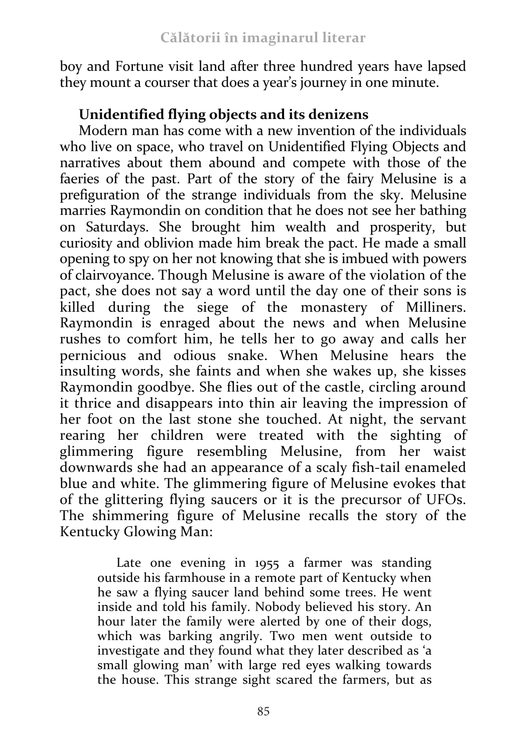boy and Fortune visit land after three hundred years have lapsed they mount a courser that does a year's journey in one minute.

### Unidentified flying objects and its denizens

Modern man has come with a new invention of the individuals who live on space, who travel on Unidentified Flying Objects and narratives about them abound and compete with those of the faeries of the past. Part of the story of the fairy Melusine is a prefiguration of the strange individuals from the sky. Melusine marries Raymondin on condition that he does not see her bathing on Saturdays. She brought him wealth and prosperity, but curiosity and oblivion made him break the pact. He made a small opening to spy on her not knowing that she is imbued with powers of clairvoyance. Though Melusine is aware of the violation of the pact, she does not say a word until the day one of their sons is killed during the siege of the monastery of Milliners. Raymondin is enraged about the news and when Melusine rushes to comfort him, he tells her to go away and calls her pernicious and odious snake. When Melusine hears the insulting words, she faints and when she wakes up, she kisses Raymondin goodbye. She flies out of the castle, circling around it thrice and disappears into thin air leaving the impression of her foot on the last stone she touched. At night, the servant rearing her children were treated with the sighting of glimmering figure resembling Melusine, from her waist downwards she had an appearance of a scaly fish-tail enameled blue and white. The glimmering figure of Melusine evokes that of the glittering flying saucers or it is the precursor of UFOs. The shimmering figure of Melusine recalls the story of the Kentucky Glowing Man:

> Late one evening in 1955 a farmer was standing outside his farmhouse in a remote part of Kentucky when he saw a flying saucer land behind some trees. He went inside and told his family. Nobody believed his story. An hour later the family were alerted by one of their dogs, which was barking angrily. Two men went outside to investigate and they found what they later described as 'a small glowing man' with large red eyes walking towards the house. This strange sight scared the farmers, but as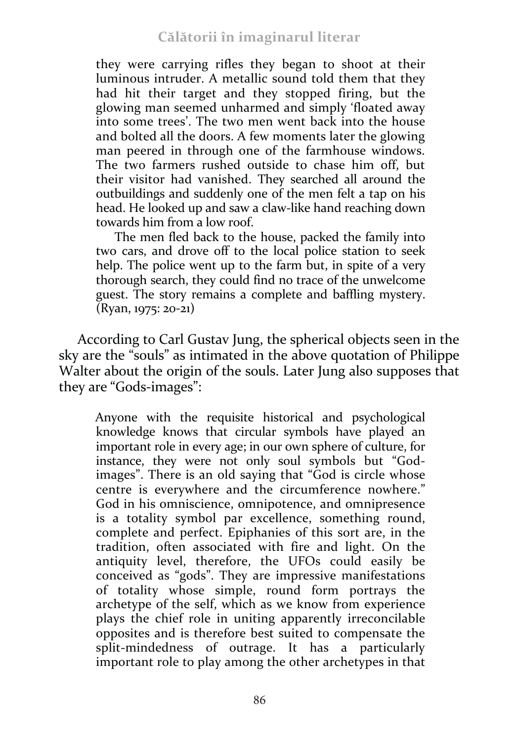> they were carrying rifles they began to shoot at their luminous intruder. A metallic sound told them that they had hit their target and they stopped firing, but the glowing man seemed unharmed and simply 'floated away into some trees'. The two men went back into the house and bolted all the doors. A few moments later the glowing man peered in through one of the farmhouse windows. The two farmers rushed outside to chase him off, but their visitor had vanished. They searched all around the outbuildings and suddenly one of the men felt a tap on his head. He looked up and saw a claw-like hand reaching down towards him from a low roof.
>
> The men fled back to the house, packed the family into two cars, and drove off to the local police station to seek help. The police went up to the farm but, in spite of a very thorough search, they could find no trace of the unwelcome guest. The story remains a complete and baffling mystery. (Ryan, 1975: 20-21)

According to Carl Gustav Jung, the spherical objects seen in the sky are the "souls" as intimated in the above quotation of Philippe Walter about the origin of the souls. Later Jung also supposes that they are "Gods-images":

> Anyone with the requisite historical and psychological knowledge knows that circular symbols have played an important role in every age; in our own sphere of culture, for instance, they were not only soul symbols but "God-images". There is an old saying that "God is circle whose centre is everywhere and the circumference nowhere." God in his omniscience, omnipotence, and omnipresence is a totality symbol par excellence, something round, complete and perfect. Epiphanies of this sort are, in the tradition, often associated with fire and light. On the antiquity level, therefore, the UFOs could easily be conceived as "gods". They are impressive manifestations of totality whose simple, round form portrays the archetype of the self, which as we know from experience plays the chief role in uniting apparently irreconcilable opposites and is therefore best suited to compensate the split-mindedness of outrage. It has a particularly important role to play among the other archetypes in that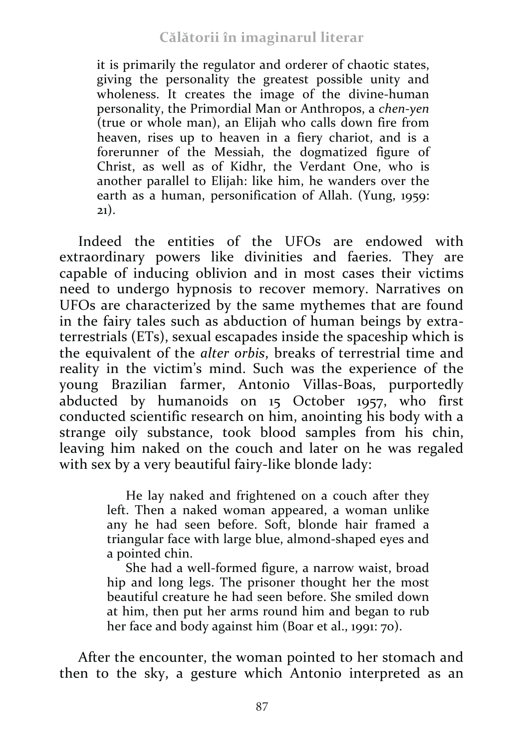> it is primarily the regulator and orderer of chaotic states, giving the personality the greatest possible unity and wholeness. It creates the image of the divine-human personality, the Primordial Man or Anthropos, a *chen-yen* (true or whole man), an Elijah who calls down fire from heaven, rises up to heaven in a fiery chariot, and is a forerunner of the Messiah, the dogmatized figure of Christ, as well as of Kidhr, the Verdant One, who is another parallel to Elijah: like him, he wanders over the earth as a human, personification of Allah. (Yung, 1959: 21).

Indeed the entities of the UFOs are endowed with extraordinary powers like divinities and faeries. They are capable of inducing oblivion and in most cases their victims need to undergo hypnosis to recover memory. Narratives on UFOs are characterized by the same mythemes that are found in the fairy tales such as abduction of human beings by extra-terrestrials (ETs), sexual escapades inside the spaceship which is the equivalent of the *alter orbis*, breaks of terrestrial time and reality in the victim's mind. Such was the experience of the young Brazilian farmer, Antonio Villas-Boas, purportedly abducted by humanoids on 15 October 1957, who first conducted scientific research on him, anointing his body with a strange oily substance, took blood samples from his chin, leaving him naked on the couch and later on he was regaled with sex by a very beautiful fairy-like blonde lady:

> He lay naked and frightened on a couch after they left. Then a naked woman appeared, a woman unlike any he had seen before. Soft, blonde hair framed a triangular face with large blue, almond-shaped eyes and a pointed chin.
>
> She had a well-formed figure, a narrow waist, broad hip and long legs. The prisoner thought her the most beautiful creature he had seen before. She smiled down at him, then put her arms round him and began to rub her face and body against him (Boar et al., 1991: 70).

After the encounter, the woman pointed to her stomach and then to the sky, a gesture which Antonio interpreted as an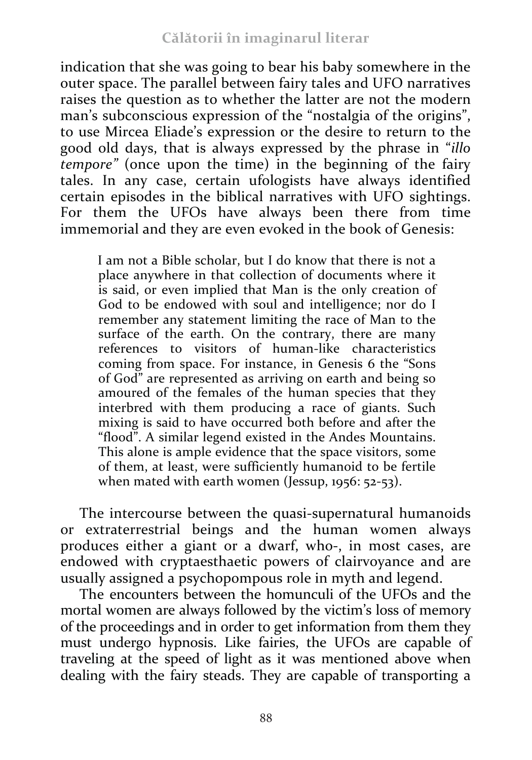indication that she was going to bear his baby somewhere in the outer space. The parallel between fairy tales and UFO narratives raises the question as to whether the latter are not the modern man's subconscious expression of the "nostalgia of the origins", to use Mircea Eliade's expression or the desire to return to the good old days, that is always expressed by the phrase in "*illo tempore*" (once upon the time) in the beginning of the fairy tales. In any case, certain ufologists have always identified certain episodes in the biblical narratives with UFO sightings. For them the UFOs have always been there from time immemorial and they are even evoked in the book of Genesis:

> I am not a Bible scholar, but I do know that there is not a place anywhere in that collection of documents where it is said, or even implied that Man is the only creation of God to be endowed with soul and intelligence; nor do I remember any statement limiting the race of Man to the surface of the earth. On the contrary, there are many references to visitors of human-like characteristics coming from space. For instance, in Genesis 6 the "Sons of God" are represented as arriving on earth and being so amoured of the females of the human species that they interbred with them producing a race of giants. Such mixing is said to have occurred both before and after the "flood". A similar legend existed in the Andes Mountains. This alone is ample evidence that the space visitors, some of them, at least, were sufficiently humanoid to be fertile when mated with earth women (Jessup, 1956: 52-53).

The intercourse between the quasi-supernatural humanoids or extraterrestrial beings and the human women always produces either a giant or a dwarf, who-, in most cases, are endowed with cryptaesthaetic powers of clairvoyance and are usually assigned a psychopompous role in myth and legend.

The encounters between the homunculi of the UFOs and the mortal women are always followed by the victim's loss of memory of the proceedings and in order to get information from them they must undergo hypnosis. Like fairies, the UFOs are capable of traveling at the speed of light as it was mentioned above when dealing with the fairy steads. They are capable of transporting a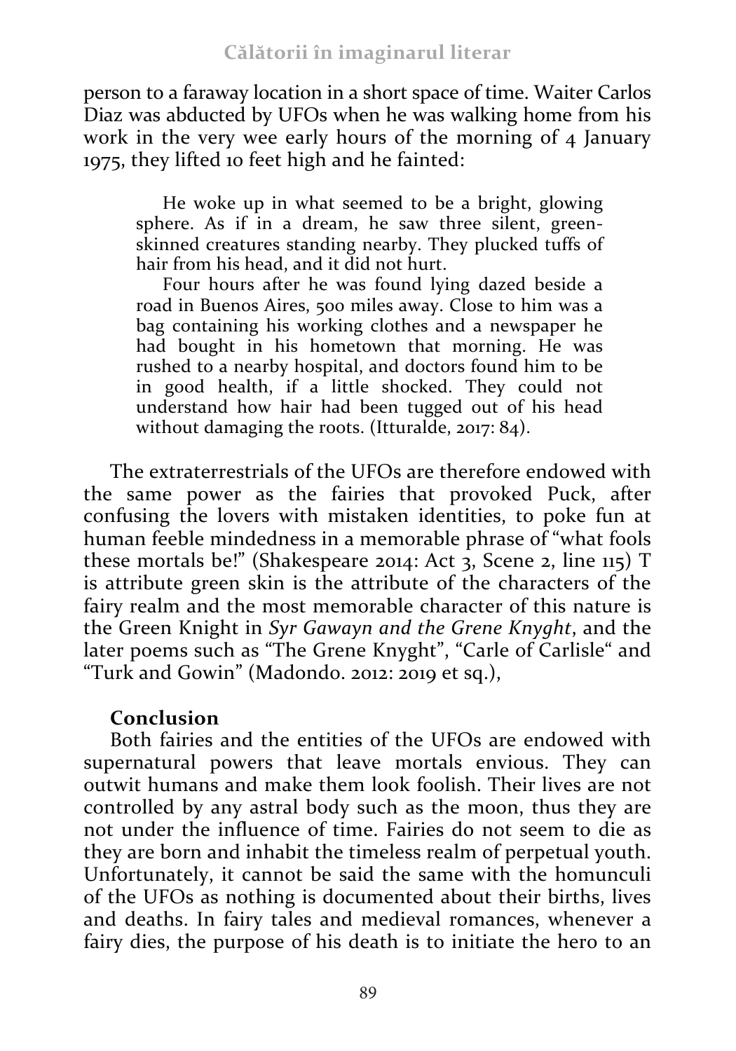person to a faraway location in a short space of time. Waiter Carlos Diaz was abducted by UFOs when he was walking home from his work in the very wee early hours of the morning of 4 January 1975, they lifted 10 feet high and he fainted:

> He woke up in what seemed to be a bright, glowing sphere. As if in a dream, he saw three silent, green-skinned creatures standing nearby. They plucked tuffs of hair from his head, and it did not hurt.
>
> Four hours after he was found lying dazed beside a road in Buenos Aires, 500 miles away. Close to him was a bag containing his working clothes and a newspaper he had bought in his hometown that morning. He was rushed to a nearby hospital, and doctors found him to be in good health, if a little shocked. They could not understand how hair had been tugged out of his head without damaging the roots. (Itturalde, 2017: 84).

The extraterrestrials of the UFOs are therefore endowed with the same power as the fairies that provoked Puck, after confusing the lovers with mistaken identities, to poke fun at human feeble mindedness in a memorable phrase of "what fools these mortals be!" (Shakespeare 2014: Act 3, Scene 2, line 115) T is attribute green skin is the attribute of the characters of the fairy realm and the most memorable character of this nature is the Green Knight in *Syr Gawayn and the Grene Knyght*, and the later poems such as "The Grene Knyght", "Carle of Carlisle" and "Turk and Gowin" (Madondo. 2012: 2019 et sq.),

### Conclusion

Both fairies and the entities of the UFOs are endowed with supernatural powers that leave mortals envious. They can outwit humans and make them look foolish. Their lives are not controlled by any astral body such as the moon, thus they are not under the influence of time. Fairies do not seem to die as they are born and inhabit the timeless realm of perpetual youth. Unfortunately, it cannot be said the same with the homunculi of the UFOs as nothing is documented about their births, lives and deaths. In fairy tales and medieval romances, whenever a fairy dies, the purpose of his death is to initiate the hero to an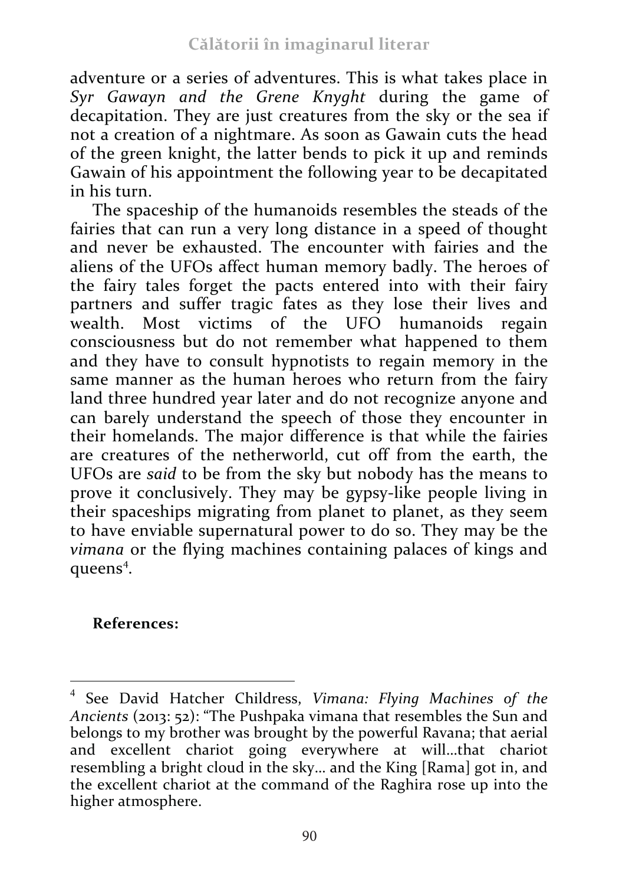adventure or a series of adventures. This is what takes place in *Syr Gawayn and the Grene Knyght* during the game of decapitation. They are just creatures from the sky or the sea if not a creation of a nightmare. As soon as Gawain cuts the head of the green knight, the latter bends to pick it up and reminds Gawain of his appointment the following year to be decapitated in his turn.

The spaceship of the humanoids resembles the steads of the fairies that can run a very long distance in a speed of thought and never be exhausted. The encounter with fairies and the aliens of the UFOs affect human memory badly. The heroes of the fairy tales forget the pacts entered into with their fairy partners and suffer tragic fates as they lose their lives and wealth. Most victims of the UFO humanoids regain consciousness but do not remember what happened to them and they have to consult hypnotists to regain memory in the same manner as the human heroes who return from the fairy land three hundred year later and do not recognize anyone and can barely understand the speech of those they encounter in their homelands. The major difference is that while the fairies are creatures of the netherworld, cut off from the earth, the UFOs are *said* to be from the sky but nobody has the means to prove it conclusively. They may be gypsy-like people living in their spaceships migrating from planet to planet, as they seem to have enviable supernatural power to do so. They may be the *vimana* or the flying machines containing palaces of kings and queens[4].

**References:**

---

[4] See David Hatcher Childress, *Vimana: Flying Machines of the Ancients* (2013: 52): "The Pushpaka vimana that resembles the Sun and belongs to my brother was brought by the powerful Ravana; that aerial and excellent chariot going everywhere at will…that chariot resembling a bright cloud in the sky… and the King [Rama] got in, and the excellent chariot at the command of the Raghira rose up into the higher atmosphere.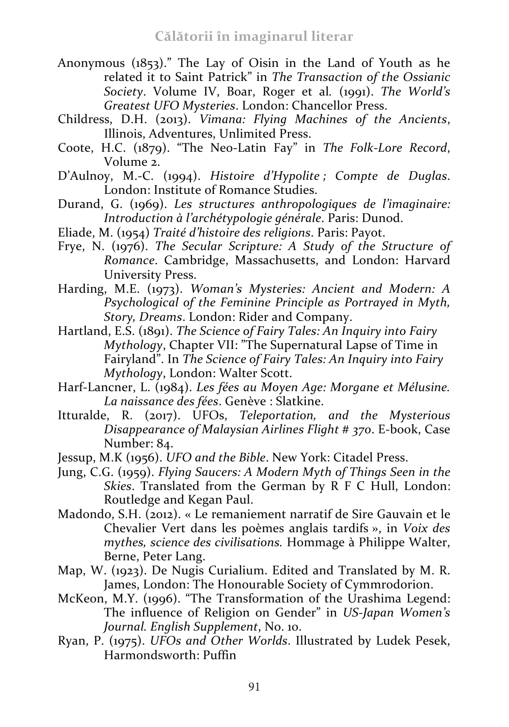Anonymous (1853)." The Lay of Oisin in the Land of Youth as he related it to Saint Patrick" in *The Transaction of the Ossianic Society*. Volume IV, Boar, Roger et al. (1991). *The World's Greatest UFO Mysteries*. London: Chancellor Press.

Childress, D.H. (2013). *Vimana: Flying Machines of the Ancients*, Illinois, Adventures, Unlimited Press.

Coote, H.C. (1879). "The Neo-Latin Fay" in *The Folk-Lore Record*, Volume 2.

D'Aulnoy, M.-C. (1994). *Histoire d'Hypolite ; Compte de Duglas*. London: Institute of Romance Studies.

Durand, G. (1969). *Les structures anthropologiques de l'imaginaire: Introduction à l'archétypologie générale*. Paris: Dunod.

Eliade, M. (1954) *Traité d'histoire des religions*. Paris: Payot.

Frye, N. (1976). *The Secular Scripture: A Study of the Structure of Romance*. Cambridge, Massachusetts, and London: Harvard University Press.

Harding, M.E. (1973). *Woman's Mysteries: Ancient and Modern: A Psychological of the Feminine Principle as Portrayed in Myth, Story, Dreams*. London: Rider and Company.

Hartland, E.S. (1891). *The Science of Fairy Tales: An Inquiry into Fairy Mythology*, Chapter VII: "The Supernatural Lapse of Time in Fairyland". In *The Science of Fairy Tales: An Inquiry into Fairy Mythology*, London: Walter Scott.

Harf-Lancner, L. (1984). *Les fées au Moyen Age: Morgane et Mélusine. La naissance des fées*. Genève : Slatkine.

Itturalde, R. (2017). UFOs, *Teleportation, and the Mysterious Disappearance of Malaysian Airlines Flight # 370*. E-book, Case Number: 84.

Jessup, M.K (1956). *UFO and the Bible*. New York: Citadel Press.

Jung, C.G. (1959). *Flying Saucers: A Modern Myth of Things Seen in the Skies*. Translated from the German by R F C Hull, London: Routledge and Kegan Paul.

Madondo, S.H. (2012). « Le remaniement narratif de Sire Gauvain et le Chevalier Vert dans les poèmes anglais tardifs », in *Voix des mythes, science des civilisations.* Hommage à Philippe Walter, Berne, Peter Lang.

Map, W. (1923). De Nugis Curialium. Edited and Translated by M. R. James, London: The Honourable Society of Cymmrodorion.

McKeon, M.Y. (1996). "The Transformation of the Urashima Legend: The influence of Religion on Gender" in *US-Japan Women's Journal. English Supplement*, No. 10.

Ryan, P. (1975). *UFOs and Other Worlds*. Illustrated by Ludek Pesek, Harmondsworth: Puffin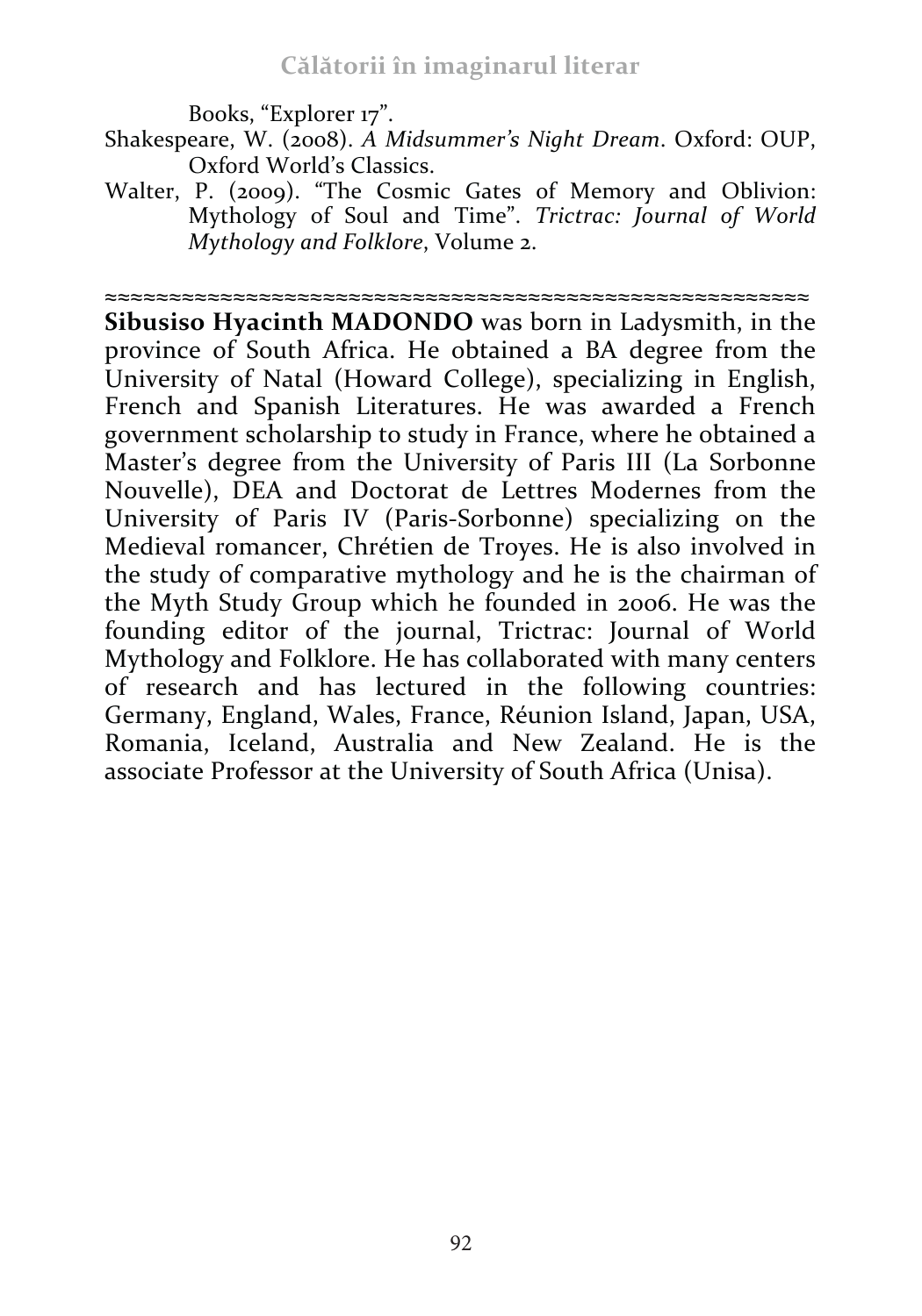Books, "Explorer 17".

Shakespeare, W. (2008). *A Midsummer's Night Dream*. Oxford: OUP, Oxford World's Classics.

Walter, P. (2009). "The Cosmic Gates of Memory and Oblivion: Mythology of Soul and Time". *Trictrac: Journal of World Mythology and Folklore*, Volume 2.

≈≈≈≈≈≈≈≈≈≈≈≈≈≈≈≈≈≈≈≈≈≈≈≈≈≈≈≈≈≈≈≈≈≈≈≈≈≈≈≈≈≈≈≈≈≈≈≈≈≈≈≈

**Sibusiso Hyacinth MADONDO** was born in Ladysmith, in the province of South Africa. He obtained a BA degree from the University of Natal (Howard College), specializing in English, French and Spanish Literatures. He was awarded a French government scholarship to study in France, where he obtained a Master's degree from the University of Paris III (La Sorbonne Nouvelle), DEA and Doctorat de Lettres Modernes from the University of Paris IV (Paris-Sorbonne) specializing on the Medieval romancer, Chrétien de Troyes. He is also involved in the study of comparative mythology and he is the chairman of the Myth Study Group which he founded in 2006. He was the founding editor of the journal, Trictrac: Journal of World Mythology and Folklore. He has collaborated with many centers of research and has lectured in the following countries: Germany, England, Wales, France, Réunion Island, Japan, USA, Romania, Iceland, Australia and New Zealand. He is the associate Professor at the University of South Africa (Unisa).